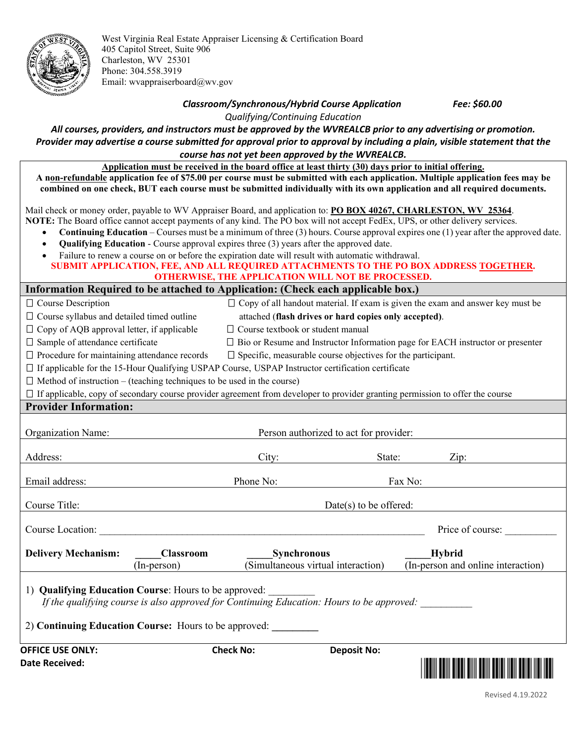West Virginia Real Estate Appraiser Licensing & Certification Board
405 Capitol Street, Suite 906
Charleston, WV 25301
Phone: 304.558.3919
Email: wvappraiserboard@wv.gov

***Classroom/Synchronous/Hybrid Course Application*** ***Fee: $60.00***

*Qualifying/Continuing Education*

***All courses, providers, and instructors must be approved by the WVREALCB prior to any advertising or promotion. Provider may advertise a course submitted for approval prior to approval by including a plain, visible statement that the course has not yet been approved by the WVREALCB.***

**Application must be received in the board office at least thirty (30) days prior to initial offering.**

**A non-refundable application fee of $75.00 per course must be submitted with each application. Multiple application fees may be combined on one check, BUT each course must be submitted individually with its own application and all required documents.**

Mail check or money order, payable to WV Appraiser Board, and application to: **PO BOX 40267, CHARLESTON, WV 25364**.

**NOTE:** The Board office cannot accept payments of any kind. The PO box will not accept FedEx, UPS, or other delivery services.

- **Continuing Education** – Courses must be a minimum of three (3) hours. Course approval expires one (1) year after the approved date.
- **Qualifying Education** - Course approval expires three (3) years after the approved date.
- Failure to renew a course on or before the expiration date will result with automatic withdrawal.

**SUBMIT APPLICATION, FEE, AND ALL REQUIRED ATTACHMENTS TO THE PO BOX ADDRESS TOGETHER. OTHERWISE, THE APPLICATION WILL NOT BE PROCESSED.**

## Information Required to be attached to Application: (Check each applicable box.)

- ☐ Course Description
- ☐ Course syllabus and detailed timed outline
- ☐ Copy of AQB approval letter, if applicable
- ☐ Sample of attendance certificate
- ☐ Procedure for maintaining attendance records
- ☐ Copy of all handout material. If exam is given the exam and answer key must be attached (**flash drives or hard copies only accepted**).
- ☐ Course textbook or student manual
- ☐ Bio or Resume and Instructor Information page for EACH instructor or presenter
- ☐ Specific, measurable course objectives for the participant.
- ☐ If applicable for the 15-Hour Qualifying USPAP Course, USPAP Instructor certification certificate
- ☐ Method of instruction – (teaching techniques to be used in the course)
- ☐ If applicable, copy of secondary course provider agreement from developer to provider granting permission to offer the course

## Provider Information:

Organization Name: Person authorized to act for provider:

Address: City: State: Zip:

Email address: Phone No: Fax No:

Course Title: Date(s) to be offered:

Course Location: ______________________________ Price of course: __________

**Delivery Mechanism:** _____**Classroom** (In-person) _____**Synchronous** (Simultaneous virtual interaction) _____**Hybrid** (In-person and online interaction)

1) **Qualifying Education Course**: Hours to be approved: _________
*If the qualifying course is also approved for Continuing Education: Hours to be approved:* __________

2) **Continuing Education Course:** Hours to be approved: _________

**OFFICE USE ONLY:** **Check No:** **Deposit No:**
**Date Received:**

Revised 4.19.2022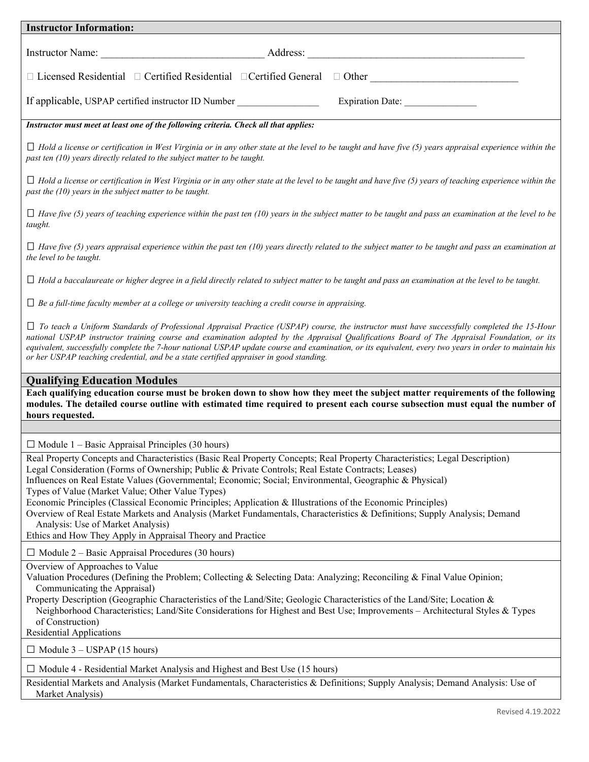**Instructor Information:**

Instructor Name: _______________________________ Address: ___________________________________________

☐ Licensed Residential ☐ Certified Residential ☐Certified General ☐ Other ____________________________

If applicable, USPAP certified instructor ID Number _________________ Expiration Date: _______________

***Instructor must meet at least one of the following criteria. Check all that applies:***

☐ *Hold a license or certification in West Virginia or in any other state at the level to be taught and have five (5) years appraisal experience within the past ten (10) years directly related to the subject matter to be taught.*

☐ *Hold a license or certification in West Virginia or in any other state at the level to be taught and have five (5) years of teaching experience within the past the (10) years in the subject matter to be taught.*

☐ *Have five (5) years of teaching experience within the past ten (10) years in the subject matter to be taught and pass an examination at the level to be taught.*

☐ *Have five (5) years appraisal experience within the past ten (10) years directly related to the subject matter to be taught and pass an examination at the level to be taught.*

☐ *Hold a baccalaureate or higher degree in a field directly related to subject matter to be taught and pass an examination at the level to be taught.*

☐ *Be a full-time faculty member at a college or university teaching a credit course in appraising.*

☐ *To teach a Uniform Standards of Professional Appraisal Practice (USPAP) course, the instructor must have successfully completed the 15-Hour national USPAP instructor training course and examination adopted by the Appraisal Qualifications Board of The Appraisal Foundation, or its equivalent, successfully complete the 7-hour national USPAP update course and examination, or its equivalent, every two years in order to maintain his or her USPAP teaching credential, and be a state certified appraiser in good standing.*

## Qualifying Education Modules

**Each qualifying education course must be broken down to show how they meet the subject matter requirements of the following modules. The detailed course outline with estimated time required to present each course subsection must equal the number of hours requested.**

☐ Module 1 – Basic Appraisal Principles (30 hours)

Real Property Concepts and Characteristics (Basic Real Property Concepts; Real Property Characteristics; Legal Description)
Legal Consideration (Forms of Ownership; Public & Private Controls; Real Estate Contracts; Leases)
Influences on Real Estate Values (Governmental; Economic; Social; Environmental, Geographic & Physical)
Types of Value (Market Value; Other Value Types)
Economic Principles (Classical Economic Principles; Application & Illustrations of the Economic Principles)
Overview of Real Estate Markets and Analysis (Market Fundamentals, Characteristics & Definitions; Supply Analysis; Demand Analysis: Use of Market Analysis)
Ethics and How They Apply in Appraisal Theory and Practice

☐ Module 2 – Basic Appraisal Procedures (30 hours)

Overview of Approaches to Value
Valuation Procedures (Defining the Problem; Collecting & Selecting Data: Analyzing; Reconciling & Final Value Opinion; Communicating the Appraisal)
Property Description (Geographic Characteristics of the Land/Site; Geologic Characteristics of the Land/Site; Location & Neighborhood Characteristics; Land/Site Considerations for Highest and Best Use; Improvements – Architectural Styles & Types of Construction)
Residential Applications

☐ Module 3 – USPAP (15 hours)

☐ Module 4 - Residential Market Analysis and Highest and Best Use (15 hours)

Residential Markets and Analysis (Market Fundamentals, Characteristics & Definitions; Supply Analysis; Demand Analysis: Use of Market Analysis)

Revised 4.19.2022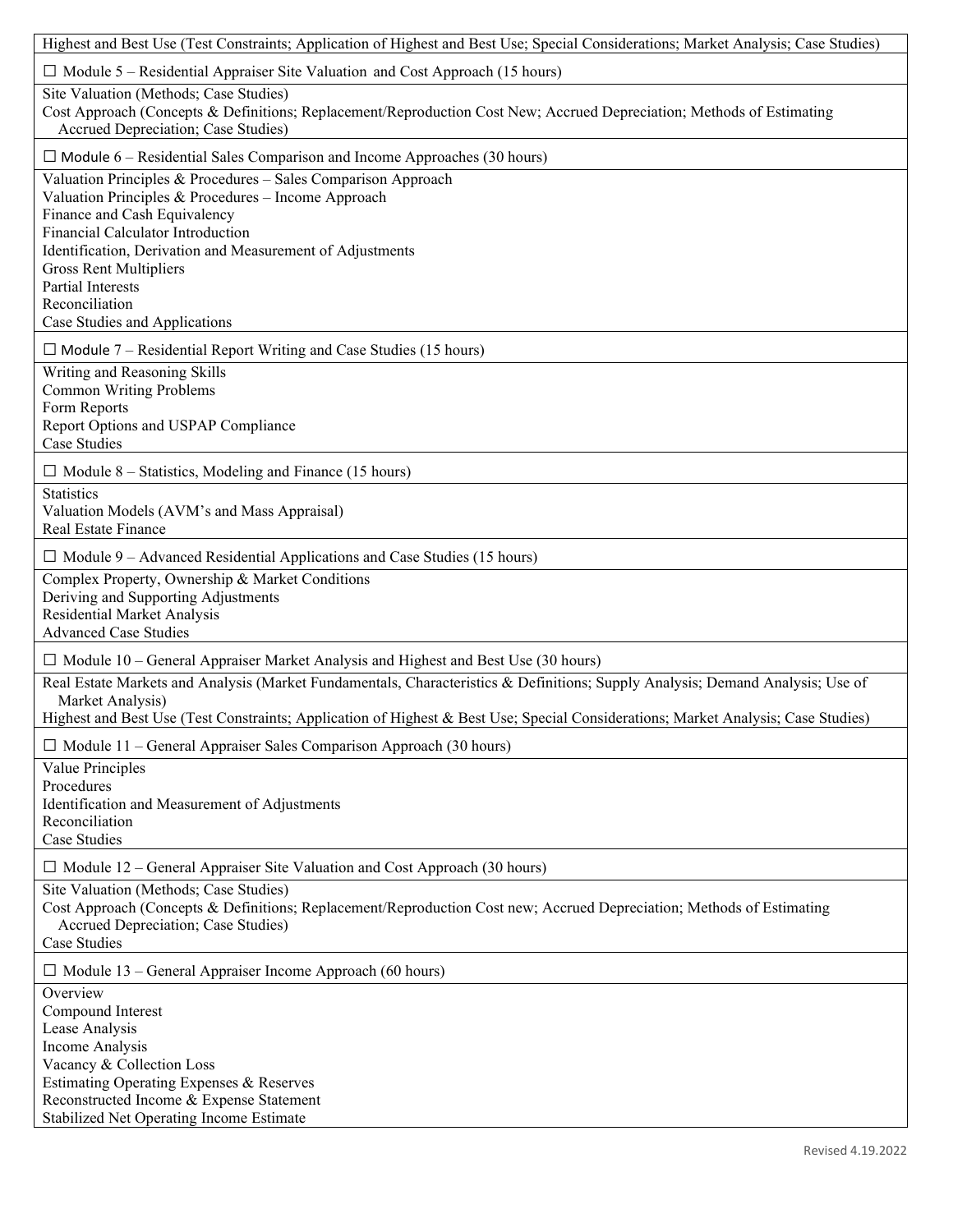| Highest and Best Use (Test Constraints; Application of Highest and Best Use; Special Considerations; Market Analysis; Case Studies) |
|---|
| ☐ Module 5 – Residential Appraiser Site Valuation and Cost Approach (15 hours) |
| Site Valuation (Methods; Case Studies)<br>Cost Approach (Concepts & Definitions; Replacement/Reproduction Cost New; Accrued Depreciation; Methods of Estimating Accrued Depreciation; Case Studies) |
| ☐ Module 6 – Residential Sales Comparison and Income Approaches (30 hours) |
| Valuation Principles & Procedures – Sales Comparison Approach<br>Valuation Principles & Procedures – Income Approach<br>Finance and Cash Equivalency<br>Financial Calculator Introduction<br>Identification, Derivation and Measurement of Adjustments<br>Gross Rent Multipliers<br>Partial Interests<br>Reconciliation<br>Case Studies and Applications |
| ☐ Module 7 – Residential Report Writing and Case Studies (15 hours) |
| Writing and Reasoning Skills<br>Common Writing Problems<br>Form Reports<br>Report Options and USPAP Compliance<br>Case Studies |
| ☐ Module 8 – Statistics, Modeling and Finance (15 hours) |
| Statistics<br>Valuation Models (AVM's and Mass Appraisal)<br>Real Estate Finance |
| ☐ Module 9 – Advanced Residential Applications and Case Studies (15 hours) |
| Complex Property, Ownership & Market Conditions<br>Deriving and Supporting Adjustments<br>Residential Market Analysis<br>Advanced Case Studies |
| ☐ Module 10 – General Appraiser Market Analysis and Highest and Best Use (30 hours) |
| Real Estate Markets and Analysis (Market Fundamentals, Characteristics & Definitions; Supply Analysis; Demand Analysis; Use of Market Analysis)<br>Highest and Best Use (Test Constraints; Application of Highest & Best Use; Special Considerations; Market Analysis; Case Studies) |
| ☐ Module 11 – General Appraiser Sales Comparison Approach (30 hours) |
| Value Principles<br>Procedures<br>Identification and Measurement of Adjustments<br>Reconciliation<br>Case Studies |
| ☐ Module 12 – General Appraiser Site Valuation and Cost Approach (30 hours) |
| Site Valuation (Methods; Case Studies)<br>Cost Approach (Concepts & Definitions; Replacement/Reproduction Cost new; Accrued Depreciation; Methods of Estimating Accrued Depreciation; Case Studies)<br>Case Studies |
| ☐ Module 13 – General Appraiser Income Approach (60 hours) |
| Overview<br>Compound Interest<br>Lease Analysis<br>Income Analysis<br>Vacancy & Collection Loss<br>Estimating Operating Expenses & Reserves<br>Reconstructed Income & Expense Statement<br>Stabilized Net Operating Income Estimate |

Revised 4.19.2022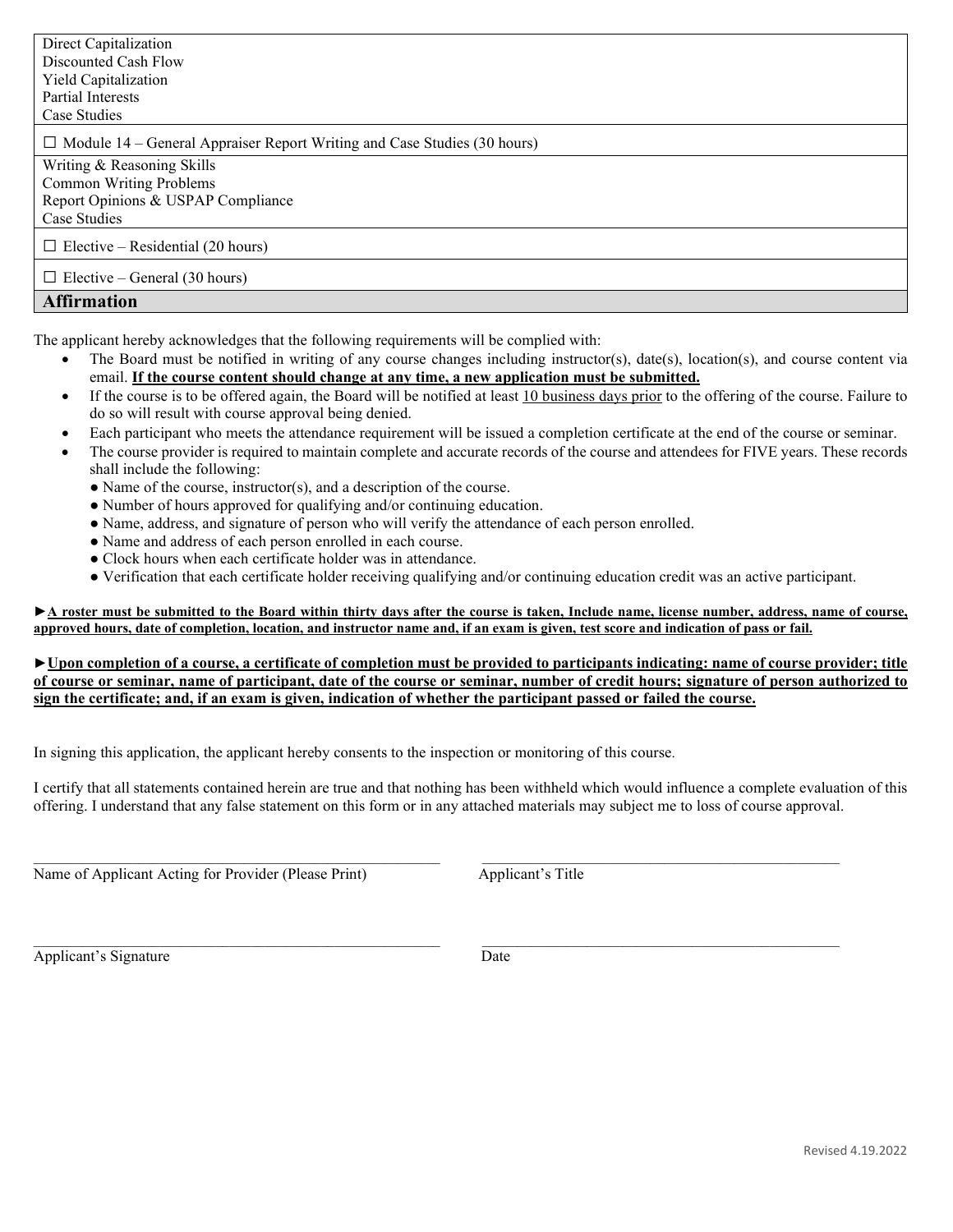| |
|---|
| Direct Capitalization<br>Discounted Cash Flow<br>Yield Capitalization<br>Partial Interests<br>Case Studies |
| ☐ Module 14 – General Appraiser Report Writing and Case Studies (30 hours) |
| Writing & Reasoning Skills<br>Common Writing Problems<br>Report Opinions & USPAP Compliance<br>Case Studies |
| ☐ Elective – Residential (20 hours) |
| ☐ Elective – General (30 hours) |

## Affirmation

The applicant hereby acknowledges that the following requirements will be complied with:

- The Board must be notified in writing of any course changes including instructor(s), date(s), location(s), and course content via email. **If the course content should change at any time, a new application must be submitted.**
- If the course is to be offered again, the Board will be notified at least 10 business days prior to the offering of the course. Failure to do so will result with course approval being denied.
- Each participant who meets the attendance requirement will be issued a completion certificate at the end of the course or seminar.
- The course provider is required to maintain complete and accurate records of the course and attendees for FIVE years. These records shall include the following:
  - Name of the course, instructor(s), and a description of the course.
  - Number of hours approved for qualifying and/or continuing education.
  - Name, address, and signature of person who will verify the attendance of each person enrolled.
  - Name and address of each person enrolled in each course.
  - Clock hours when each certificate holder was in attendance.
  - Verification that each certificate holder receiving qualifying and/or continuing education credit was an active participant.

►**A roster must be submitted to the Board within thirty days after the course is taken, Include name, license number, address, name of course, approved hours, date of completion, location, and instructor name and, if an exam is given, test score and indication of pass or fail.**

►**Upon completion of a course, a certificate of completion must be provided to participants indicating: name of course provider; title of course or seminar, name of participant, date of the course or seminar, number of credit hours; signature of person authorized to sign the certificate; and, if an exam is given, indication of whether the participant passed or failed the course.**

In signing this application, the applicant hereby consents to the inspection or monitoring of this course.

I certify that all statements contained herein are true and that nothing has been withheld which would influence a complete evaluation of this offering. I understand that any false statement on this form or in any attached materials may subject me to loss of course approval.

\_\_\_\_\_\_\_\_\_\_\_\_\_\_\_\_\_\_\_\_\_\_\_\_\_\_\_\_\_\_\_\_\_\_\_\_\_\_\_\_ \_\_\_\_\_\_\_\_\_\_\_\_\_\_\_\_\_\_\_\_\_\_\_\_\_\_\_\_\_\_\_\_\_\_\_\_\_\_\_\_

Name of Applicant Acting for Provider (Please Print) Applicant's Title

\_\_\_\_\_\_\_\_\_\_\_\_\_\_\_\_\_\_\_\_\_\_\_\_\_\_\_\_\_\_\_\_\_\_\_\_\_\_\_\_ \_\_\_\_\_\_\_\_\_\_\_\_\_\_\_\_\_\_\_\_\_\_\_\_\_\_\_\_\_\_\_\_\_\_\_\_\_\_\_\_

Applicant's Signature Date

Revised 4.19.2022